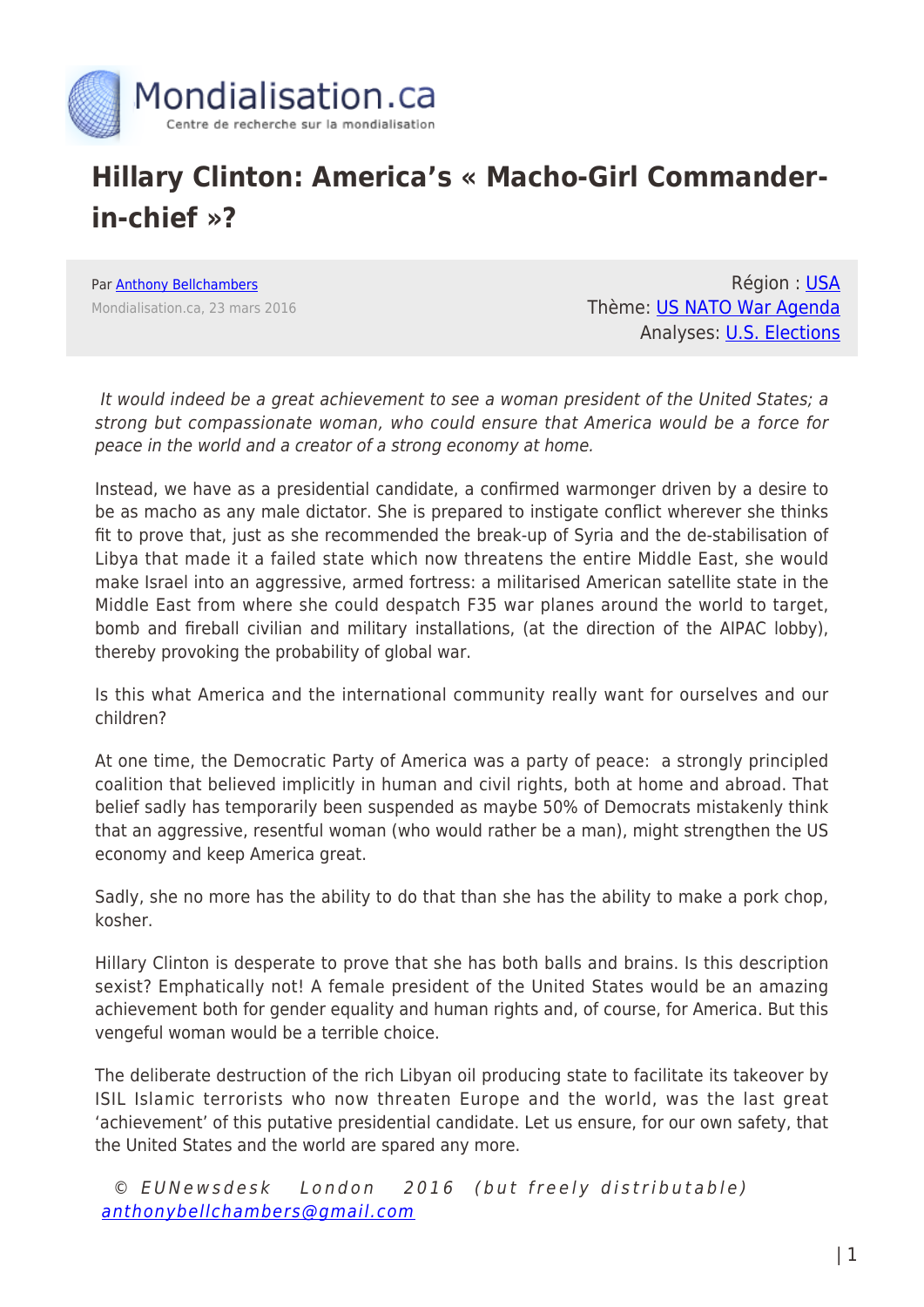Mondialisation.ca

Centre de recherche sur la mondialisation

# Hillary Clinton: America's « Macho-Girl Commander-in-chief »?

Par [Anthony Bellchambers](#)

Mondialisation.ca, 23 mars 2016

Région : [USA](#)

Thème: [US NATO War Agenda](#)

Analyses: [U.S. Elections](#)

*It would indeed be a great achievement to see a woman president of the United States; a strong but compassionate woman, who could ensure that America would be a force for peace in the world and a creator of a strong economy at home.*

Instead, we have as a presidential candidate, a confirmed warmonger driven by a desire to be as macho as any male dictator. She is prepared to instigate conflict wherever she thinks fit to prove that, just as she recommended the break-up of Syria and the de-stabilisation of Libya that made it a failed state which now threatens the entire Middle East, she would make Israel into an aggressive, armed fortress: a militarised American satellite state in the Middle East from where she could despatch F35 war planes around the world to target, bomb and fireball civilian and military installations, (at the direction of the AIPAC lobby), thereby provoking the probability of global war.

Is this what America and the international community really want for ourselves and our children?

At one time, the Democratic Party of America was a party of peace: a strongly principled coalition that believed implicitly in human and civil rights, both at home and abroad. That belief sadly has temporarily been suspended as maybe 50% of Democrats mistakenly think that an aggressive, resentful woman (who would rather be a man), might strengthen the US economy and keep America great.

Sadly, she no more has the ability to do that than she has the ability to make a pork chop, kosher.

Hillary Clinton is desperate to prove that she has both balls and brains. Is this description sexist? Emphatically not! A female president of the United States would be an amazing achievement both for gender equality and human rights and, of course, for America. But this vengeful woman would be a terrible choice.

The deliberate destruction of the rich Libyan oil producing state to facilitate its takeover by ISIL Islamic terrorists who now threaten Europe and the world, was the last great 'achievement' of this putative presidential candidate. Let us ensure, for our own safety, that the United States and the world are spared any more.

*© EUNewsdesk London 2016 (but freely distributable)*

*[anthonybellchambers@gmail.com](mailto:anthonybellchambers@gmail.com)*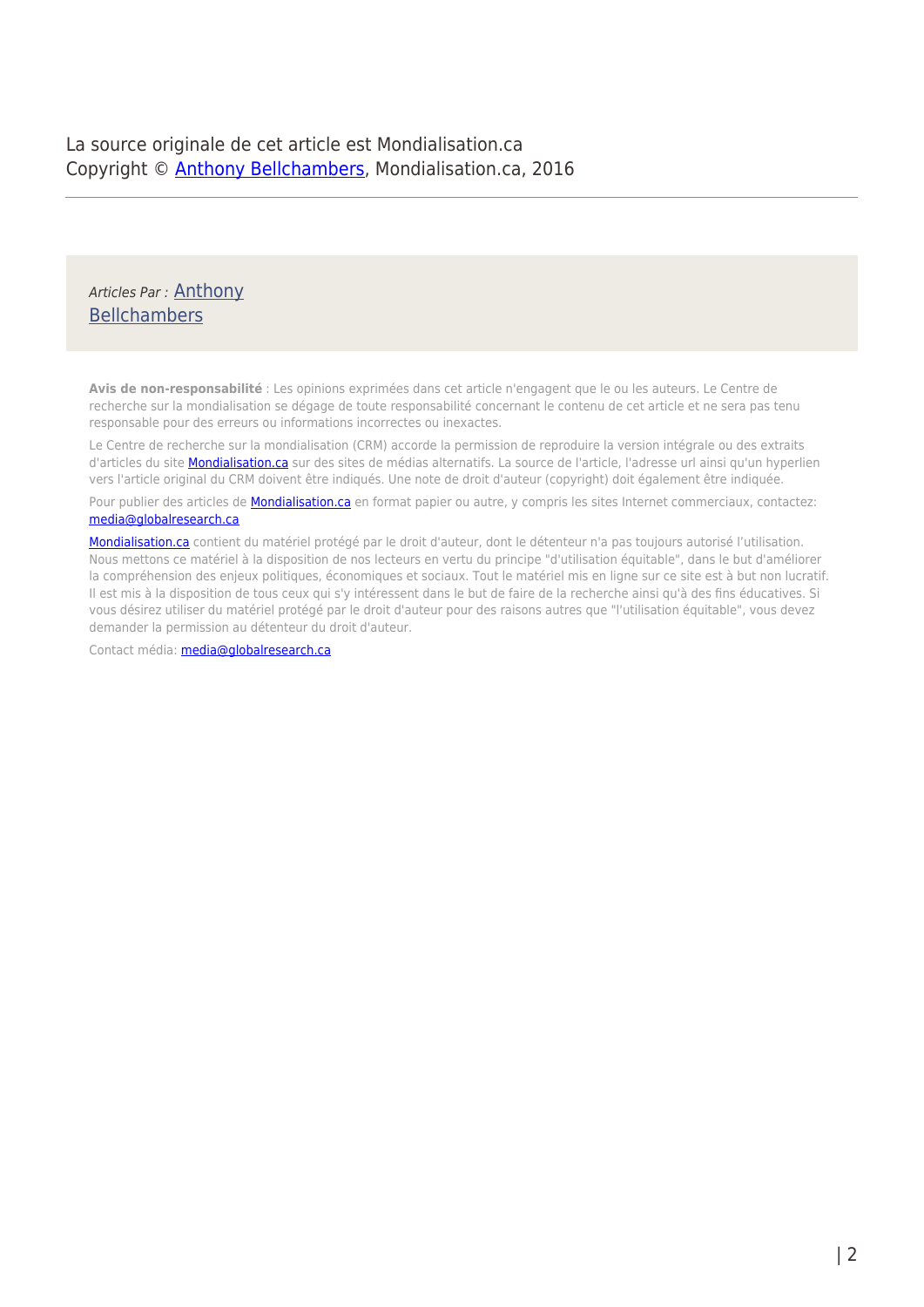La source originale de cet article est Mondialisation.ca
Copyright © [Anthony Bellchambers](), Mondialisation.ca, 2016

---

*Articles Par :* [Anthony Bellchambers]()

**Avis de non-responsabilité** : Les opinions exprimées dans cet article n'engagent que le ou les auteurs. Le Centre de recherche sur la mondialisation se dégage de toute responsabilité concernant le contenu de cet article et ne sera pas tenu responsable pour des erreurs ou informations incorrectes ou inexactes.

Le Centre de recherche sur la mondialisation (CRM) accorde la permission de reproduire la version intégrale ou des extraits d'articles du site [Mondialisation.ca]() sur des sites de médias alternatifs. La source de l'article, l'adresse url ainsi qu'un hyperlien vers l'article original du CRM doivent être indiqués. Une note de droit d'auteur (copyright) doit également être indiquée.

Pour publier des articles de [Mondialisation.ca]() en format papier ou autre, y compris les sites Internet commerciaux, contactez: [media@globalresearch.ca]()

[Mondialisation.ca]() contient du matériel protégé par le droit d'auteur, dont le détenteur n'a pas toujours autorisé l'utilisation. Nous mettons ce matériel à la disposition de nos lecteurs en vertu du principe "d'utilisation équitable", dans le but d'améliorer la compréhension des enjeux politiques, économiques et sociaux. Tout le matériel mis en ligne sur ce site est à but non lucratif. Il est mis à la disposition de tous ceux qui s'y intéressent dans le but de faire de la recherche ainsi qu'à des fins éducatives. Si vous désirez utiliser du matériel protégé par le droit d'auteur pour des raisons autres que "l'utilisation équitable", vous devez demander la permission au détenteur du droit d'auteur.

Contact média: [media@globalresearch.ca]()